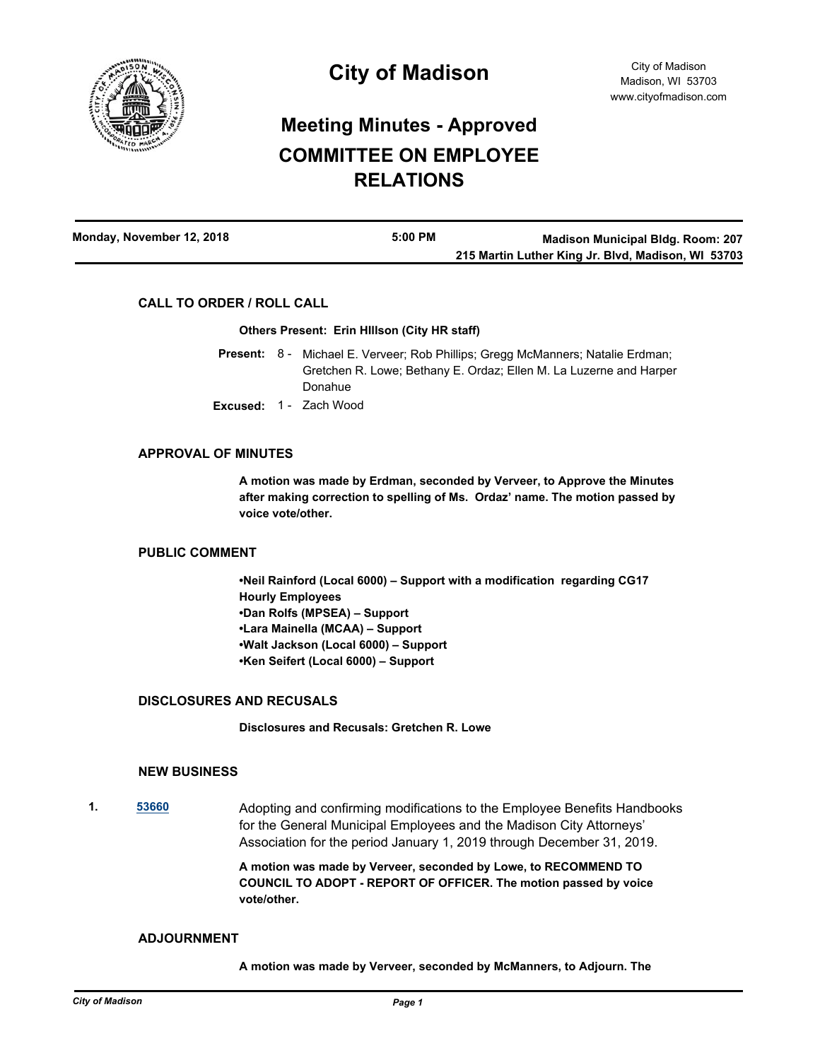# City of Madison

City of Madison
Madison, WI 53703
www.cityofmadison.com

## Meeting Minutes - Approved

## COMMITTEE ON EMPLOYEE RELATIONS

**Monday, November 12, 2018** | **5:00 PM** | **Madison Municipal Bldg. Room: 207, 215 Martin Luther King Jr. Blvd, Madison, WI 53703**

### CALL TO ORDER / ROLL CALL

**Others Present: Erin HIllson (City HR staff)**

**Present:** 8 - Michael E. Verveer; Rob Phillips; Gregg McManners; Natalie Erdman; Gretchen R. Lowe; Bethany E. Ordaz; Ellen M. La Luzerne and Harper Donahue

**Excused:** 1 - Zach Wood

### APPROVAL OF MINUTES

**A motion was made by Erdman, seconded by Verveer, to Approve the Minutes after making correction to spelling of Ms. Ordaz' name. The motion passed by voice vote/other.**

### PUBLIC COMMENT

**•Neil Rainford (Local 6000) – Support with a modification regarding CG17 Hourly Employees**
**•Dan Rolfs (MPSEA) – Support**
**•Lara Mainella (MCAA) – Support**
**•Walt Jackson (Local 6000) – Support**
**•Ken Seifert (Local 6000) – Support**

### DISCLOSURES AND RECUSALS

**Disclosures and Recusals: Gretchen R. Lowe**

### NEW BUSINESS

**1.** **53660** Adopting and confirming modifications to the Employee Benefits Handbooks for the General Municipal Employees and the Madison City Attorneys' Association for the period January 1, 2019 through December 31, 2019.

**A motion was made by Verveer, seconded by Lowe, to RECOMMEND TO COUNCIL TO ADOPT - REPORT OF OFFICER. The motion passed by voice vote/other.**

### ADJOURNMENT

**A motion was made by Verveer, seconded by McManners, to Adjourn. The**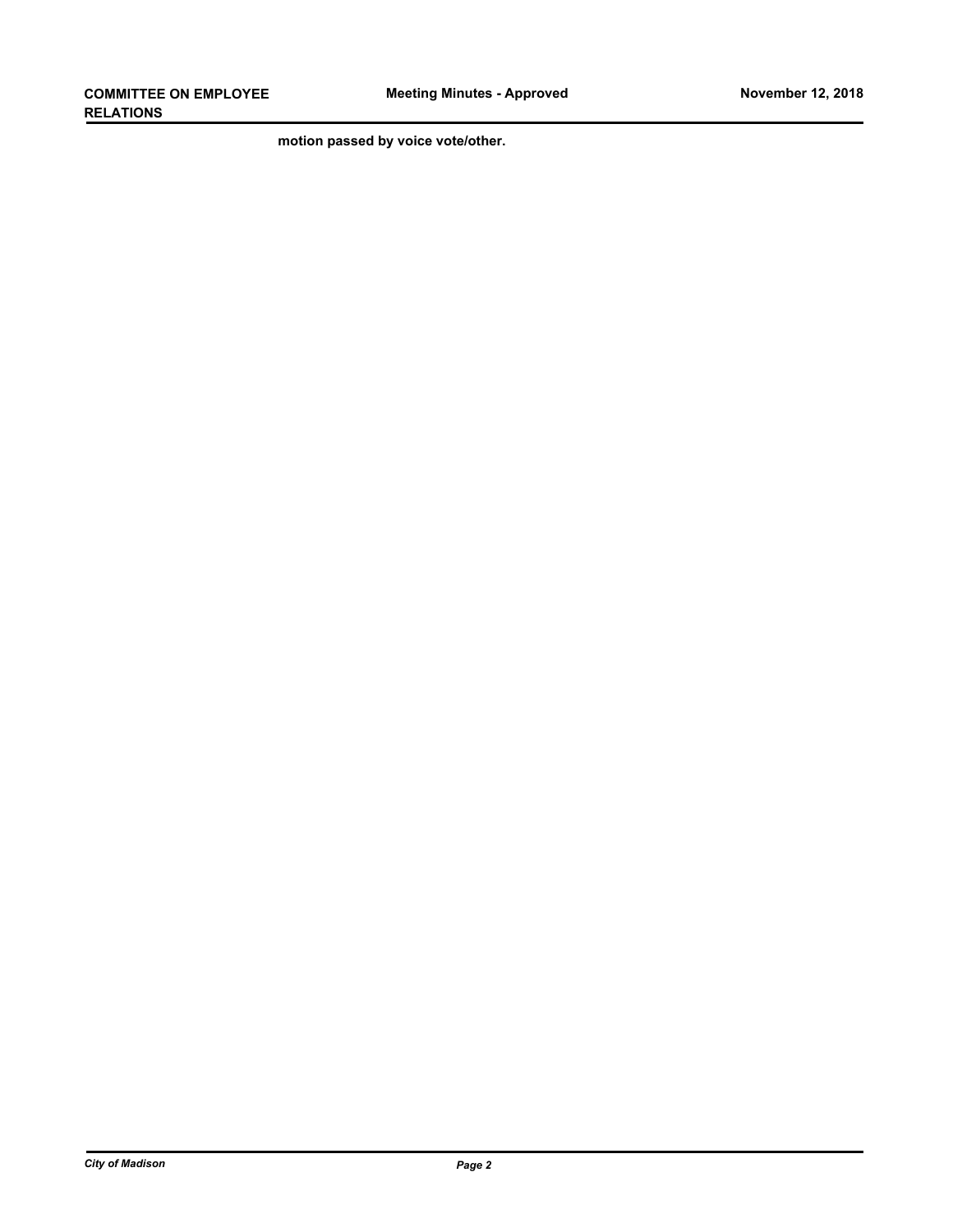**motion passed by voice vote/other.**